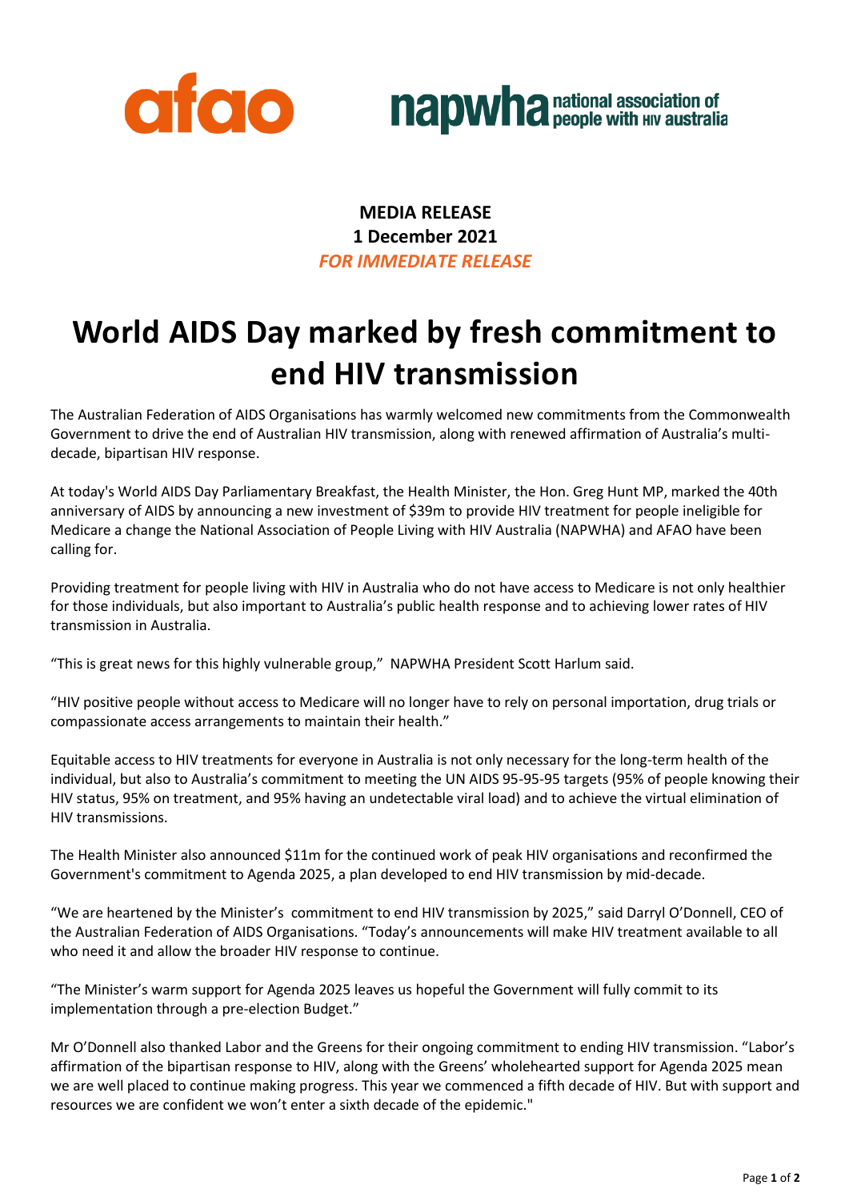afao

napwha national association of people with HIV australia

**MEDIA RELEASE**
**1 December 2021**
***FOR IMMEDIATE RELEASE***

# World AIDS Day marked by fresh commitment to end HIV transmission

The Australian Federation of AIDS Organisations has warmly welcomed new commitments from the Commonwealth Government to drive the end of Australian HIV transmission, along with renewed affirmation of Australia's multi-decade, bipartisan HIV response.

At today's World AIDS Day Parliamentary Breakfast, the Health Minister, the Hon. Greg Hunt MP, marked the 40th anniversary of AIDS by announcing a new investment of $39m to provide HIV treatment for people ineligible for Medicare a change the National Association of People Living with HIV Australia (NAPWHA) and AFAO have been calling for.

Providing treatment for people living with HIV in Australia who do not have access to Medicare is not only healthier for those individuals, but also important to Australia's public health response and to achieving lower rates of HIV transmission in Australia.

"This is great news for this highly vulnerable group," NAPWHA President Scott Harlum said.

"HIV positive people without access to Medicare will no longer have to rely on personal importation, drug trials or compassionate access arrangements to maintain their health."

Equitable access to HIV treatments for everyone in Australia is not only necessary for the long-term health of the individual, but also to Australia's commitment to meeting the UN AIDS 95-95-95 targets (95% of people knowing their HIV status, 95% on treatment, and 95% having an undetectable viral load) and to achieve the virtual elimination of HIV transmissions.

The Health Minister also announced $11m for the continued work of peak HIV organisations and reconfirmed the Government's commitment to Agenda 2025, a plan developed to end HIV transmission by mid-decade.

"We are heartened by the Minister's commitment to end HIV transmission by 2025," said Darryl O'Donnell, CEO of the Australian Federation of AIDS Organisations. "Today's announcements will make HIV treatment available to all who need it and allow the broader HIV response to continue.

"The Minister's warm support for Agenda 2025 leaves us hopeful the Government will fully commit to its implementation through a pre-election Budget."

Mr O'Donnell also thanked Labor and the Greens for their ongoing commitment to ending HIV transmission. "Labor's affirmation of the bipartisan response to HIV, along with the Greens' wholehearted support for Agenda 2025 mean we are well placed to continue making progress. This year we commenced a fifth decade of HIV. But with support and resources we are confident we won't enter a sixth decade of the epidemic."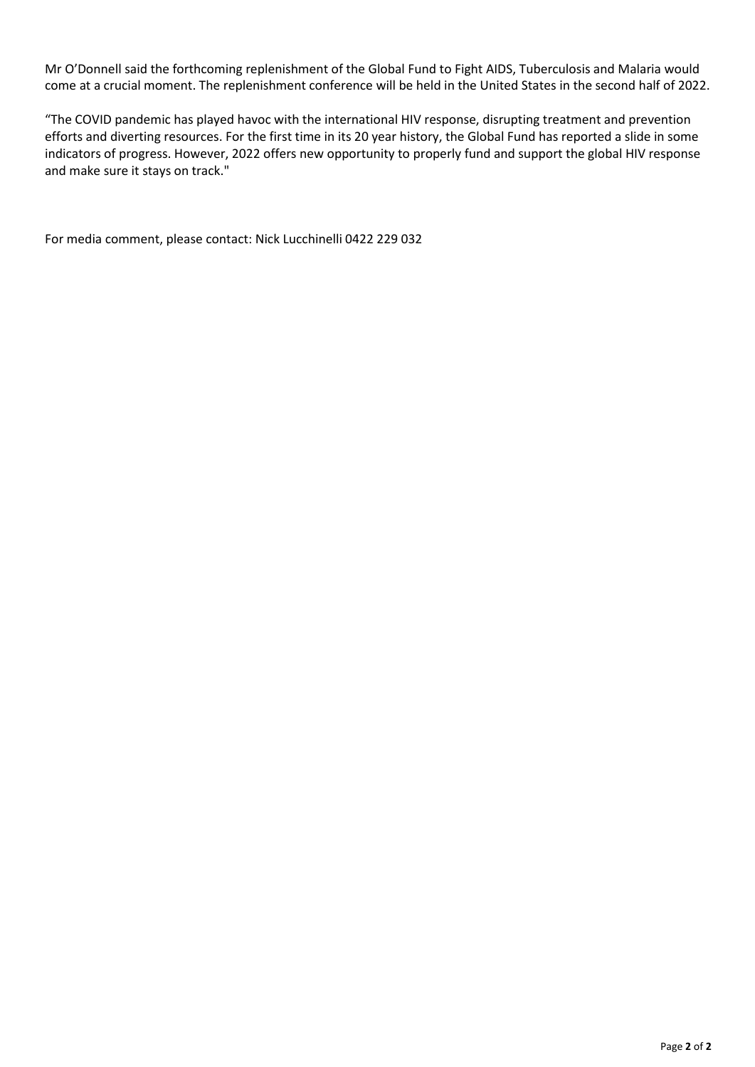Mr O'Donnell said the forthcoming replenishment of the Global Fund to Fight AIDS, Tuberculosis and Malaria would come at a crucial moment. The replenishment conference will be held in the United States in the second half of 2022.

"The COVID pandemic has played havoc with the international HIV response, disrupting treatment and prevention efforts and diverting resources. For the first time in its 20 year history, the Global Fund has reported a slide in some indicators of progress. However, 2022 offers new opportunity to properly fund and support the global HIV response and make sure it stays on track."

For media comment, please contact: Nick Lucchinelli 0422 229 032